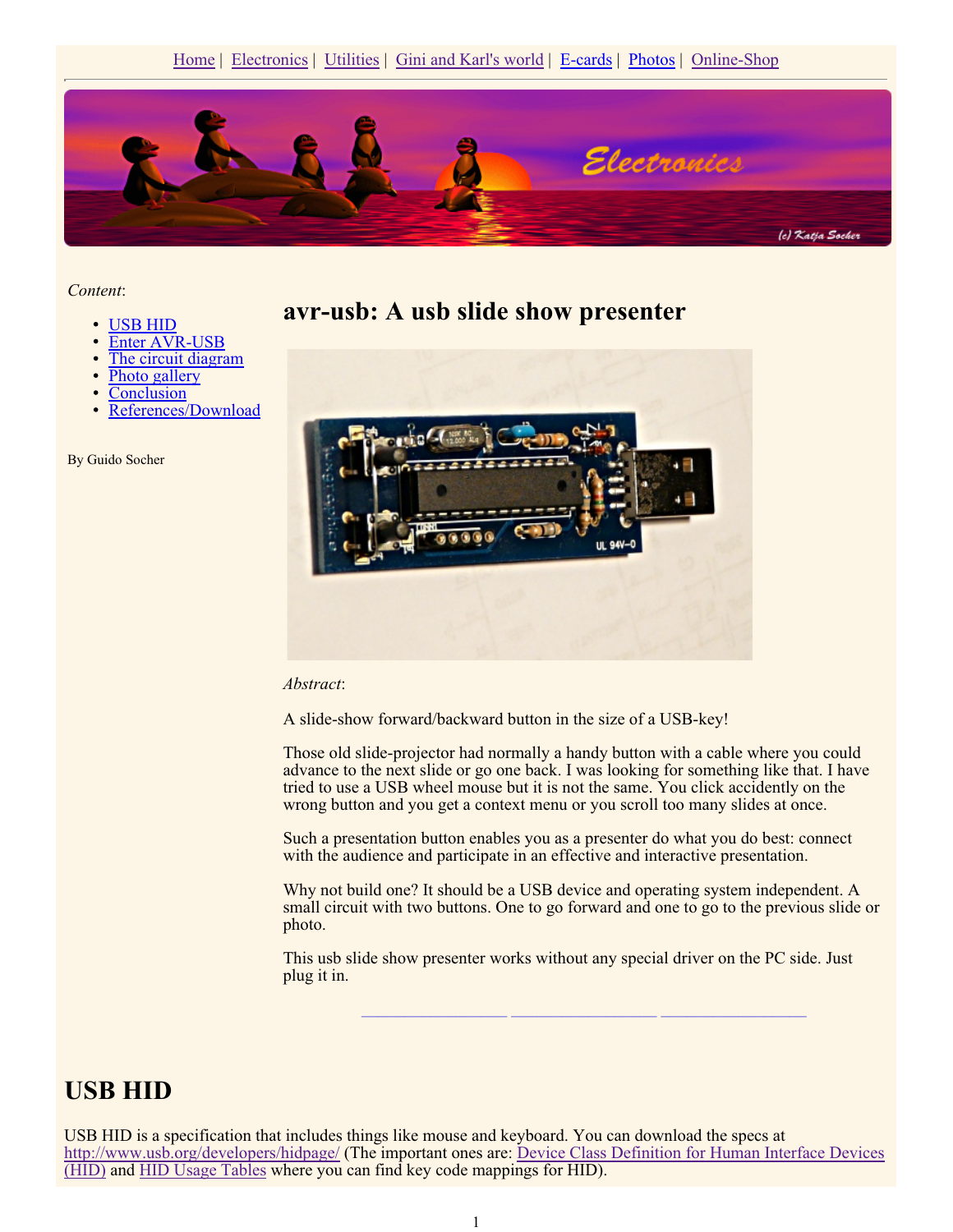Home | Electronics | Utilities | Gini and Karl's world | E-cards | Photos | Online-Shop

---

*Content*:

- USB HID
- Enter AVR-USB
- The circuit diagram
- Photo gallery
- Conclusion
- References/Download

By Guido Socher

# avr-usb: A usb slide show presenter

*Abstract*:

A slide-show forward/backward button in the size of a USB-key!

Those old slide-projector had normally a handy button with a cable where you could advance to the next slide or go one back. I was looking for something like that. I have tried to use a USB wheel mouse but it is not the same. You click accidently on the wrong button and you get a context menu or you scroll too many slides at once.

Such a presentation button enables you as a presenter do what you do best: connect with the audience and participate in an effective and interactive presentation.

Why not build one? It should be a USB device and operating system independent. A small circuit with two buttons. One to go forward and one to go to the previous slide or photo.

This usb slide show presenter works without any special driver on the PC side. Just plug it in.

---

## USB HID

USB HID is a specification that includes things like mouse and keyboard. You can download the specs at http://www.usb.org/developers/hidpage/ (The important ones are: Device Class Definition for Human Interface Devices (HID) and HID Usage Tables where you can find key code mappings for HID).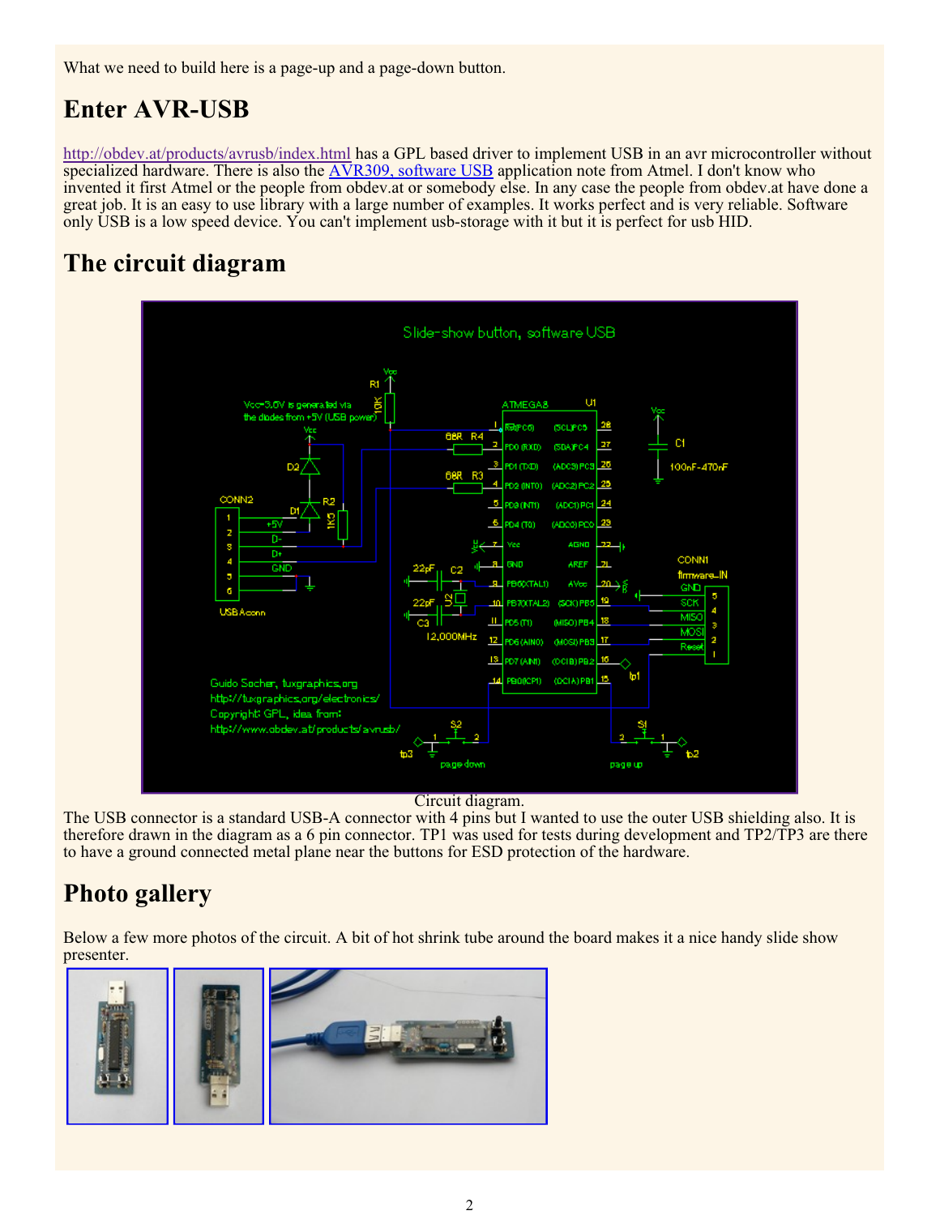What we need to build here is a page-up and a page-down button.

## Enter AVR-USB

http://obdev.at/products/avrusb/index.html has a GPL based driver to implement USB in an avr microcontroller without specialized hardware. There is also the AVR309, software USB application note from Atmel. I don't know who invented it first Atmel or the people from obdev.at or somebody else. In any case the people from obdev.at have done a great job. It is an easy to use library with a large number of examples. It works perfect and is very reliable. Software only USB is a low speed device. You can't implement usb-storage with it but it is perfect for usb HID.

## The circuit diagram

Circuit diagram.

The USB connector is a standard USB-A connector with 4 pins but I wanted to use the outer USB shielding also. It is therefore drawn in the diagram as a 6 pin connector. TP1 was used for tests during development and TP2/TP3 are there to have a ground connected metal plane near the buttons for ESD protection of the hardware.

## Photo gallery

Below a few more photos of the circuit. A bit of hot shrink tube around the board makes it a nice handy slide show presenter.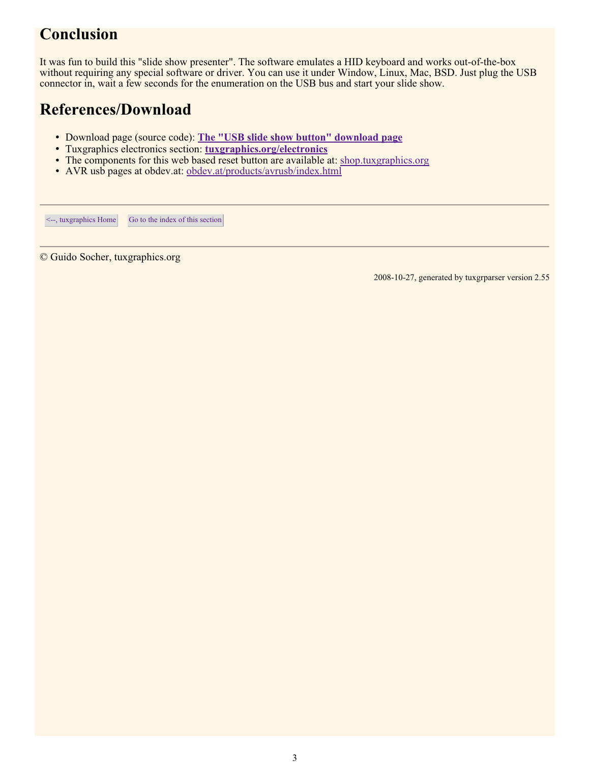## Conclusion

It was fun to build this "slide show presenter". The software emulates a HID keyboard and works out-of-the-box without requiring any special software or driver. You can use it under Window, Linux, Mac, BSD. Just plug the USB connector in, wait a few seconds for the enumeration on the USB bus and start your slide show.

## References/Download

- Download page (source code): **The "USB slide show button" download page**
- Tuxgraphics electronics section: **tuxgraphics.org/electronics**
- The components for this web based reset button are available at: shop.tuxgraphics.org
- AVR usb pages at obdev.at: obdev.at/products/avrusb/index.html

---

<--, tuxgraphics Home | Go to the index of this section

---

© Guido Socher, tuxgraphics.org

2008-10-27, generated by tuxgrparser version 2.55